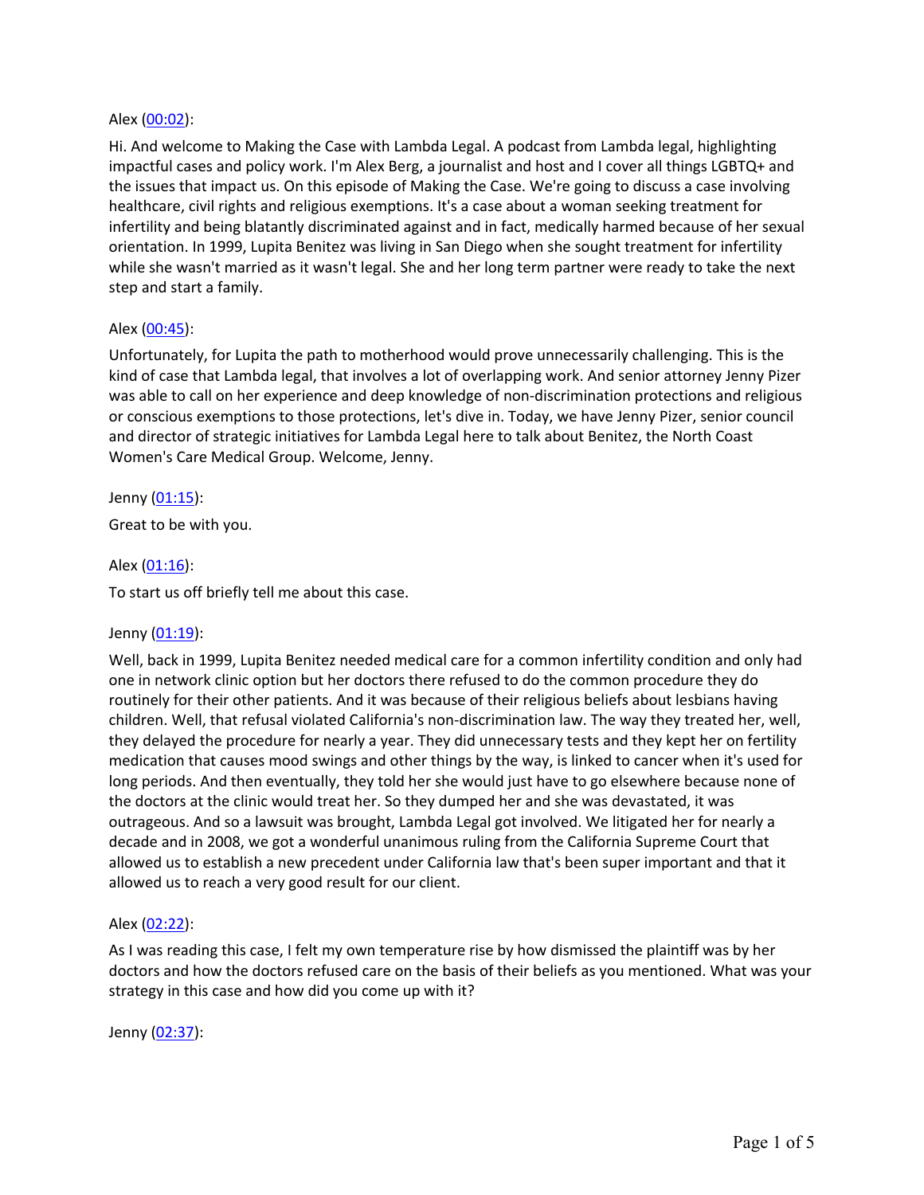Alex ([00:02](#)):

Hi. And welcome to Making the Case with Lambda Legal. A podcast from Lambda legal, highlighting impactful cases and policy work. I'm Alex Berg, a journalist and host and I cover all things LGBTQ+ and the issues that impact us. On this episode of Making the Case. We're going to discuss a case involving healthcare, civil rights and religious exemptions. It's a case about a woman seeking treatment for infertility and being blatantly discriminated against and in fact, medically harmed because of her sexual orientation. In 1999, Lupita Benitez was living in San Diego when she sought treatment for infertility while she wasn't married as it wasn't legal. She and her long term partner were ready to take the next step and start a family.

Alex ([00:45](#)):

Unfortunately, for Lupita the path to motherhood would prove unnecessarily challenging. This is the kind of case that Lambda legal, that involves a lot of overlapping work. And senior attorney Jenny Pizer was able to call on her experience and deep knowledge of non-discrimination protections and religious or conscious exemptions to those protections, let's dive in. Today, we have Jenny Pizer, senior council and director of strategic initiatives for Lambda Legal here to talk about Benitez, the North Coast Women's Care Medical Group. Welcome, Jenny.

Jenny ([01:15](#)):

Great to be with you.

Alex ([01:16](#)):

To start us off briefly tell me about this case.

Jenny ([01:19](#)):

Well, back in 1999, Lupita Benitez needed medical care for a common infertility condition and only had one in network clinic option but her doctors there refused to do the common procedure they do routinely for their other patients. And it was because of their religious beliefs about lesbians having children. Well, that refusal violated California's non-discrimination law. The way they treated her, well, they delayed the procedure for nearly a year. They did unnecessary tests and they kept her on fertility medication that causes mood swings and other things by the way, is linked to cancer when it's used for long periods. And then eventually, they told her she would just have to go elsewhere because none of the doctors at the clinic would treat her. So they dumped her and she was devastated, it was outrageous. And so a lawsuit was brought, Lambda Legal got involved. We litigated her for nearly a decade and in 2008, we got a wonderful unanimous ruling from the California Supreme Court that allowed us to establish a new precedent under California law that's been super important and that it allowed us to reach a very good result for our client.

Alex ([02:22](#)):

As I was reading this case, I felt my own temperature rise by how dismissed the plaintiff was by her doctors and how the doctors refused care on the basis of their beliefs as you mentioned. What was your strategy in this case and how did you come up with it?

Jenny ([02:37](#)):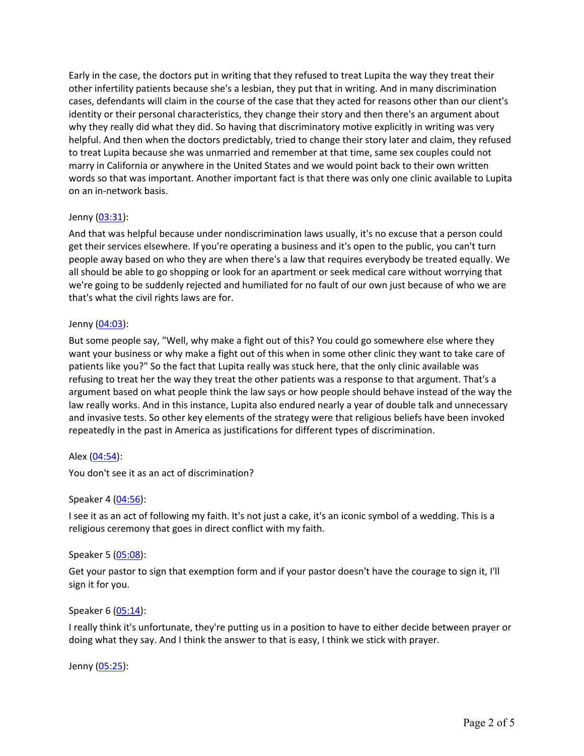Early in the case, the doctors put in writing that they refused to treat Lupita the way they treat their other infertility patients because she's a lesbian, they put that in writing. And in many discrimination cases, defendants will claim in the course of the case that they acted for reasons other than our client's identity or their personal characteristics, they change their story and then there's an argument about why they really did what they did. So having that discriminatory motive explicitly in writing was very helpful. And then when the doctors predictably, tried to change their story later and claim, they refused to treat Lupita because she was unmarried and remember at that time, same sex couples could not marry in California or anywhere in the United States and we would point back to their own written words so that was important. Another important fact is that there was only one clinic available to Lupita on an in-network basis.

Jenny ([03:31]):

And that was helpful because under nondiscrimination laws usually, it's no excuse that a person could get their services elsewhere. If you're operating a business and it's open to the public, you can't turn people away based on who they are when there's a law that requires everybody be treated equally. We all should be able to go shopping or look for an apartment or seek medical care without worrying that we're going to be suddenly rejected and humiliated for no fault of our own just because of who we are that's what the civil rights laws are for.

Jenny ([04:03]):

But some people say, "Well, why make a fight out of this? You could go somewhere else where they want your business or why make a fight out of this when in some other clinic they want to take care of patients like you?" So the fact that Lupita really was stuck here, that the only clinic available was refusing to treat her the way they treat the other patients was a response to that argument. That's a argument based on what people think the law says or how people should behave instead of the way the law really works. And in this instance, Lupita also endured nearly a year of double talk and unnecessary and invasive tests. So other key elements of the strategy were that religious beliefs have been invoked repeatedly in the past in America as justifications for different types of discrimination.

Alex ([04:54]):

You don't see it as an act of discrimination?

Speaker 4 ([04:56]):

I see it as an act of following my faith. It's not just a cake, it's an iconic symbol of a wedding. This is a religious ceremony that goes in direct conflict with my faith.

Speaker 5 ([05:08]):

Get your pastor to sign that exemption form and if your pastor doesn't have the courage to sign it, I'll sign it for you.

Speaker 6 ([05:14]):

I really think it's unfortunate, they're putting us in a position to have to either decide between prayer or doing what they say. And I think the answer to that is easy, I think we stick with prayer.

Jenny ([05:25]):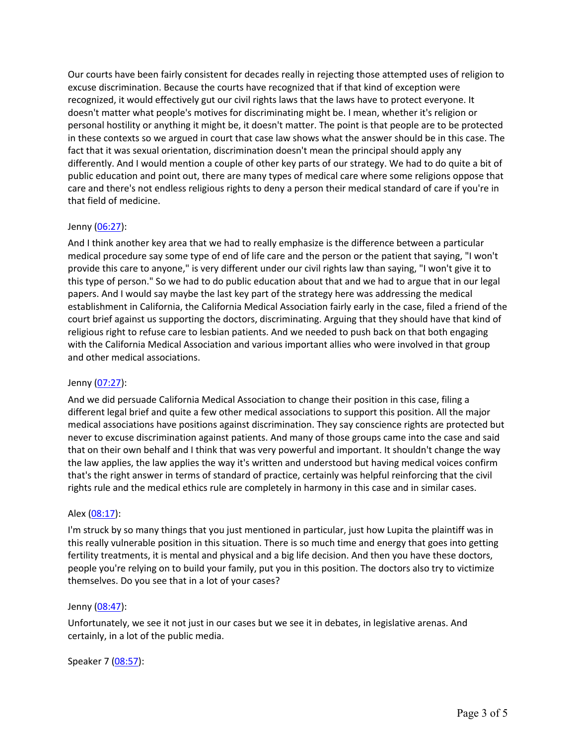Our courts have been fairly consistent for decades really in rejecting those attempted uses of religion to excuse discrimination. Because the courts have recognized that if that kind of exception were recognized, it would effectively gut our civil rights laws that the laws have to protect everyone. It doesn't matter what people's motives for discriminating might be. I mean, whether it's religion or personal hostility or anything it might be, it doesn't matter. The point is that people are to be protected in these contexts so we argued in court that case law shows what the answer should be in this case. The fact that it was sexual orientation, discrimination doesn't mean the principal should apply any differently. And I would mention a couple of other key parts of our strategy. We had to do quite a bit of public education and point out, there are many types of medical care where some religions oppose that care and there's not endless religious rights to deny a person their medical standard of care if you're in that field of medicine.

Jenny ([06:27]):

And I think another key area that we had to really emphasize is the difference between a particular medical procedure say some type of end of life care and the person or the patient that saying, "I won't provide this care to anyone," is very different under our civil rights law than saying, "I won't give it to this type of person." So we had to do public education about that and we had to argue that in our legal papers. And I would say maybe the last key part of the strategy here was addressing the medical establishment in California, the California Medical Association fairly early in the case, filed a friend of the court brief against us supporting the doctors, discriminating. Arguing that they should have that kind of religious right to refuse care to lesbian patients. And we needed to push back on that both engaging with the California Medical Association and various important allies who were involved in that group and other medical associations.

Jenny ([07:27]):

And we did persuade California Medical Association to change their position in this case, filing a different legal brief and quite a few other medical associations to support this position. All the major medical associations have positions against discrimination. They say conscience rights are protected but never to excuse discrimination against patients. And many of those groups came into the case and said that on their own behalf and I think that was very powerful and important. It shouldn't change the way the law applies, the law applies the way it's written and understood but having medical voices confirm that's the right answer in terms of standard of practice, certainly was helpful reinforcing that the civil rights rule and the medical ethics rule are completely in harmony in this case and in similar cases.

Alex ([08:17]):

I'm struck by so many things that you just mentioned in particular, just how Lupita the plaintiff was in this really vulnerable position in this situation. There is so much time and energy that goes into getting fertility treatments, it is mental and physical and a big life decision. And then you have these doctors, people you're relying on to build your family, put you in this position. The doctors also try to victimize themselves. Do you see that in a lot of your cases?

Jenny ([08:47]):

Unfortunately, we see it not just in our cases but we see it in debates, in legislative arenas. And certainly, in a lot of the public media.

Speaker 7 ([08:57]):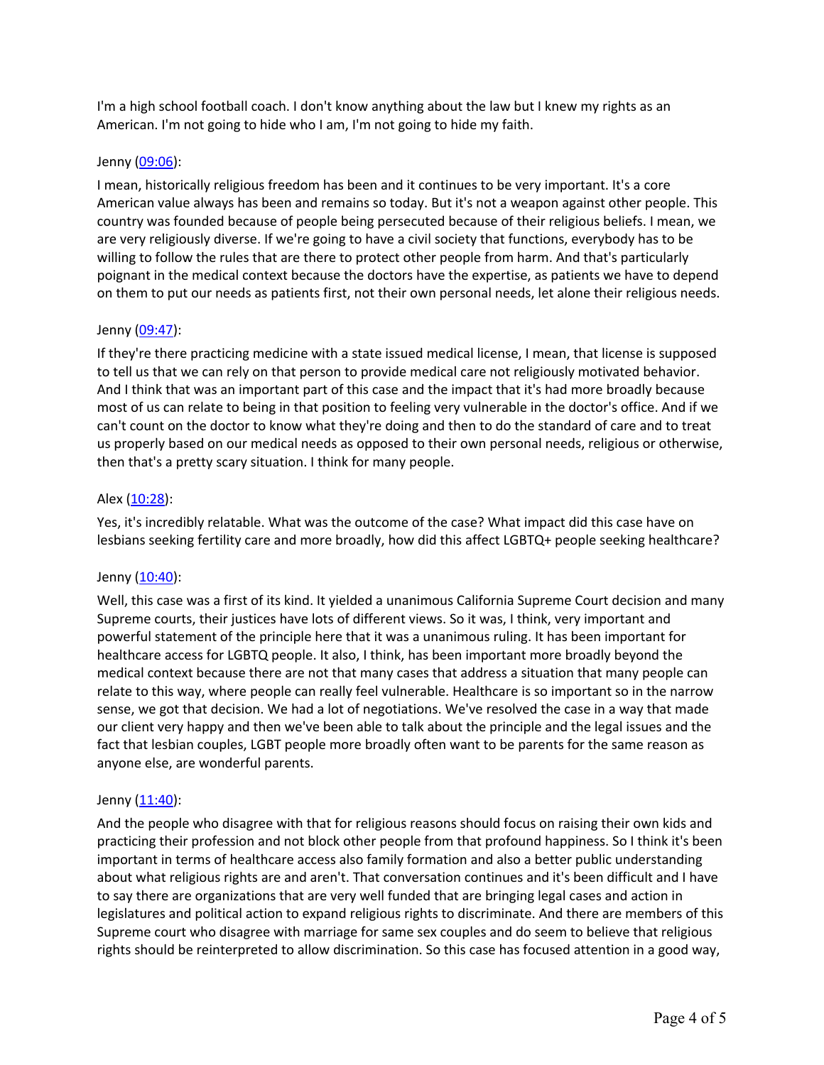I'm a high school football coach. I don't know anything about the law but I knew my rights as an American. I'm not going to hide who I am, I'm not going to hide my faith.

Jenny ([09:06]):

I mean, historically religious freedom has been and it continues to be very important. It's a core American value always has been and remains so today. But it's not a weapon against other people. This country was founded because of people being persecuted because of their religious beliefs. I mean, we are very religiously diverse. If we're going to have a civil society that functions, everybody has to be willing to follow the rules that are there to protect other people from harm. And that's particularly poignant in the medical context because the doctors have the expertise, as patients we have to depend on them to put our needs as patients first, not their own personal needs, let alone their religious needs.

Jenny ([09:47]):

If they're there practicing medicine with a state issued medical license, I mean, that license is supposed to tell us that we can rely on that person to provide medical care not religiously motivated behavior. And I think that was an important part of this case and the impact that it's had more broadly because most of us can relate to being in that position to feeling very vulnerable in the doctor's office. And if we can't count on the doctor to know what they're doing and then to do the standard of care and to treat us properly based on our medical needs as opposed to their own personal needs, religious or otherwise, then that's a pretty scary situation. I think for many people.

Alex ([10:28]):

Yes, it's incredibly relatable. What was the outcome of the case? What impact did this case have on lesbians seeking fertility care and more broadly, how did this affect LGBTQ+ people seeking healthcare?

Jenny ([10:40]):

Well, this case was a first of its kind. It yielded a unanimous California Supreme Court decision and many Supreme courts, their justices have lots of different views. So it was, I think, very important and powerful statement of the principle here that it was a unanimous ruling. It has been important for healthcare access for LGBTQ people. It also, I think, has been important more broadly beyond the medical context because there are not that many cases that address a situation that many people can relate to this way, where people can really feel vulnerable. Healthcare is so important so in the narrow sense, we got that decision. We had a lot of negotiations. We've resolved the case in a way that made our client very happy and then we've been able to talk about the principle and the legal issues and the fact that lesbian couples, LGBT people more broadly often want to be parents for the same reason as anyone else, are wonderful parents.

Jenny ([11:40]):

And the people who disagree with that for religious reasons should focus on raising their own kids and practicing their profession and not block other people from that profound happiness. So I think it's been important in terms of healthcare access also family formation and also a better public understanding about what religious rights are and aren't. That conversation continues and it's been difficult and I have to say there are organizations that are very well funded that are bringing legal cases and action in legislatures and political action to expand religious rights to discriminate. And there are members of this Supreme court who disagree with marriage for same sex couples and do seem to believe that religious rights should be reinterpreted to allow discrimination. So this case has focused attention in a good way,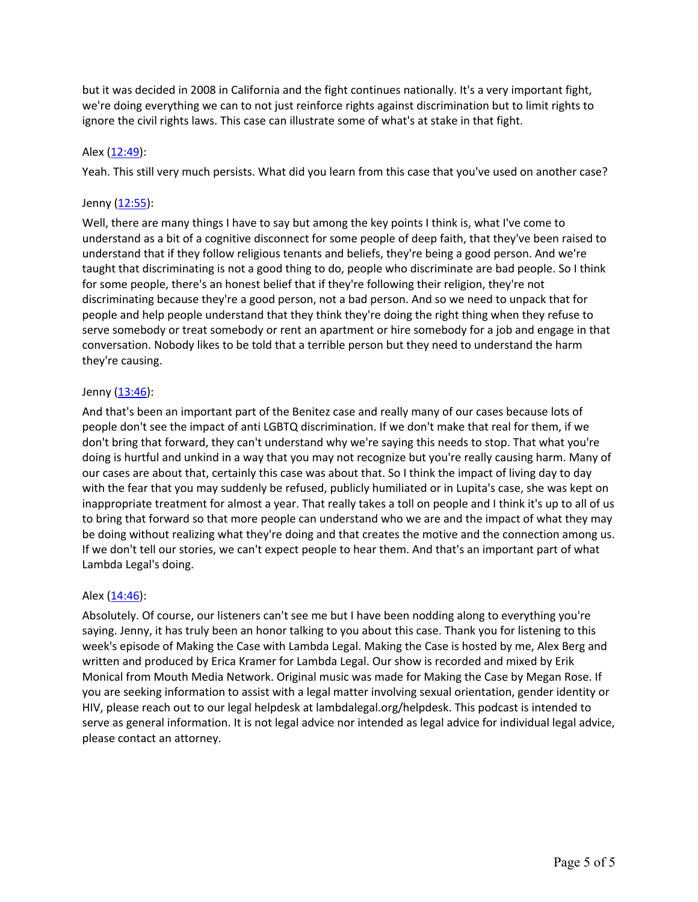but it was decided in 2008 in California and the fight continues nationally. It's a very important fight, we're doing everything we can to not just reinforce rights against discrimination but to limit rights to ignore the civil rights laws. This case can illustrate some of what's at stake in that fight.

Alex ([12:49](#)):

Yeah. This still very much persists. What did you learn from this case that you've used on another case?

Jenny ([12:55](#)):

Well, there are many things I have to say but among the key points I think is, what I've come to understand as a bit of a cognitive disconnect for some people of deep faith, that they've been raised to understand that if they follow religious tenants and beliefs, they're being a good person. And we're taught that discriminating is not a good thing to do, people who discriminate are bad people. So I think for some people, there's an honest belief that if they're following their religion, they're not discriminating because they're a good person, not a bad person. And so we need to unpack that for people and help people understand that they think they're doing the right thing when they refuse to serve somebody or treat somebody or rent an apartment or hire somebody for a job and engage in that conversation. Nobody likes to be told that a terrible person but they need to understand the harm they're causing.

Jenny ([13:46](#)):

And that's been an important part of the Benitez case and really many of our cases because lots of people don't see the impact of anti LGBTQ discrimination. If we don't make that real for them, if we don't bring that forward, they can't understand why we're saying this needs to stop. That what you're doing is hurtful and unkind in a way that you may not recognize but you're really causing harm. Many of our cases are about that, certainly this case was about that. So I think the impact of living day to day with the fear that you may suddenly be refused, publicly humiliated or in Lupita's case, she was kept on inappropriate treatment for almost a year. That really takes a toll on people and I think it's up to all of us to bring that forward so that more people can understand who we are and the impact of what they may be doing without realizing what they're doing and that creates the motive and the connection among us. If we don't tell our stories, we can't expect people to hear them. And that's an important part of what Lambda Legal's doing.

Alex ([14:46](#)):

Absolutely. Of course, our listeners can't see me but I have been nodding along to everything you're saying. Jenny, it has truly been an honor talking to you about this case. Thank you for listening to this week's episode of Making the Case with Lambda Legal. Making the Case is hosted by me, Alex Berg and written and produced by Erica Kramer for Lambda Legal. Our show is recorded and mixed by Erik Monical from Mouth Media Network. Original music was made for Making the Case by Megan Rose. If you are seeking information to assist with a legal matter involving sexual orientation, gender identity or HIV, please reach out to our legal helpdesk at lambdalegal.org/helpdesk. This podcast is intended to serve as general information. It is not legal advice nor intended as legal advice for individual legal advice, please contact an attorney.